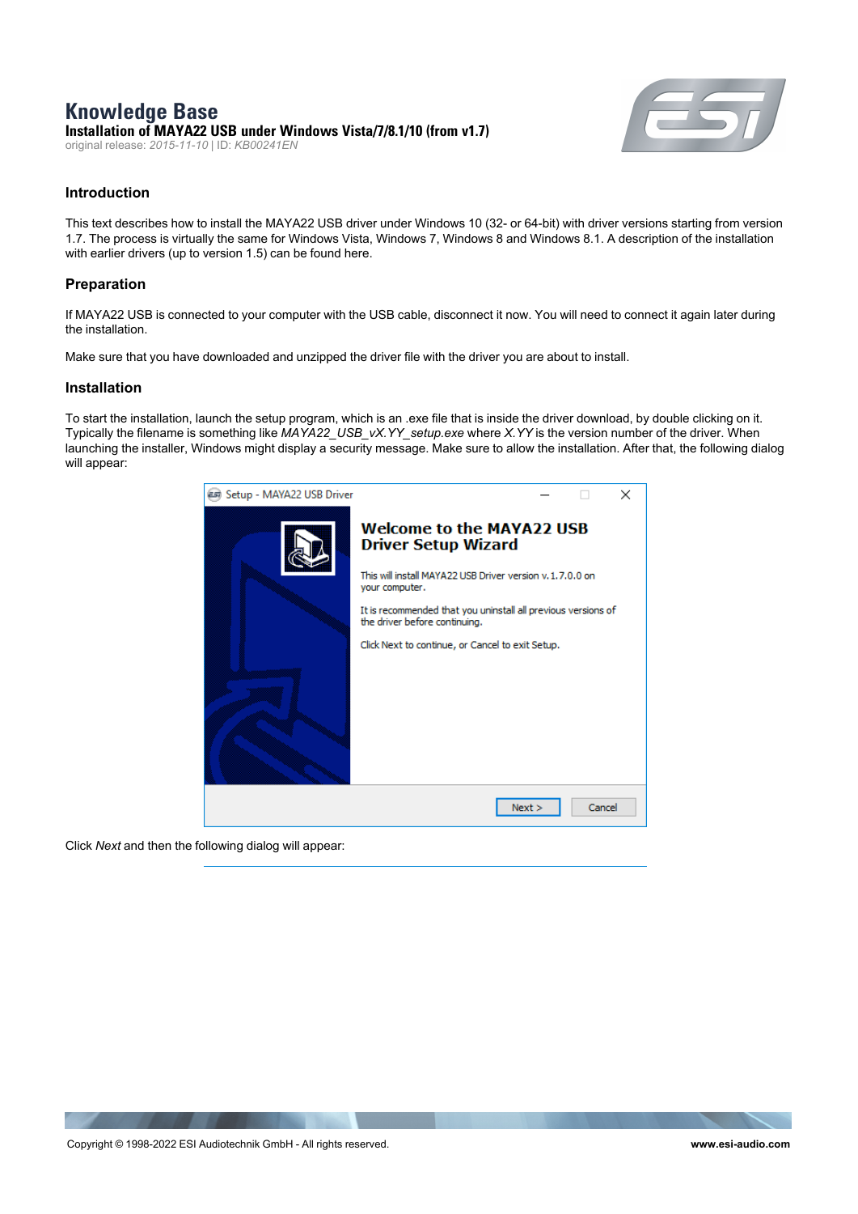# Knowledge Base

**Installation of MAYA22 USB under Windows Vista/7/8.1/10 (from v1.7)**

original release: *2015-11-10* | ID: *KB00241EN*

## Introduction

This text describes how to install the MAYA22 USB driver under Windows 10 (32- or 64-bit) with driver versions starting from version 1.7. The process is virtually the same for Windows Vista, Windows 7, Windows 8 and Windows 8.1. A description of the installation with earlier drivers (up to version 1.5) can be found here.

## Preparation

If MAYA22 USB is connected to your computer with the USB cable, disconnect it now. You will need to connect it again later during the installation.

Make sure that you have downloaded and unzipped the driver file with the driver you are about to install.

## Installation

To start the installation, launch the setup program, which is an .exe file that is inside the driver download, by double clicking on it. Typically the filename is something like *MAYA22_USB_vX.YY_setup.exe* where *X.YY* is the version number of the driver. When launching the installer, Windows might display a security message. Make sure to allow the installation. After that, the following dialog will appear:

Click *Next* and then the following dialog will appear: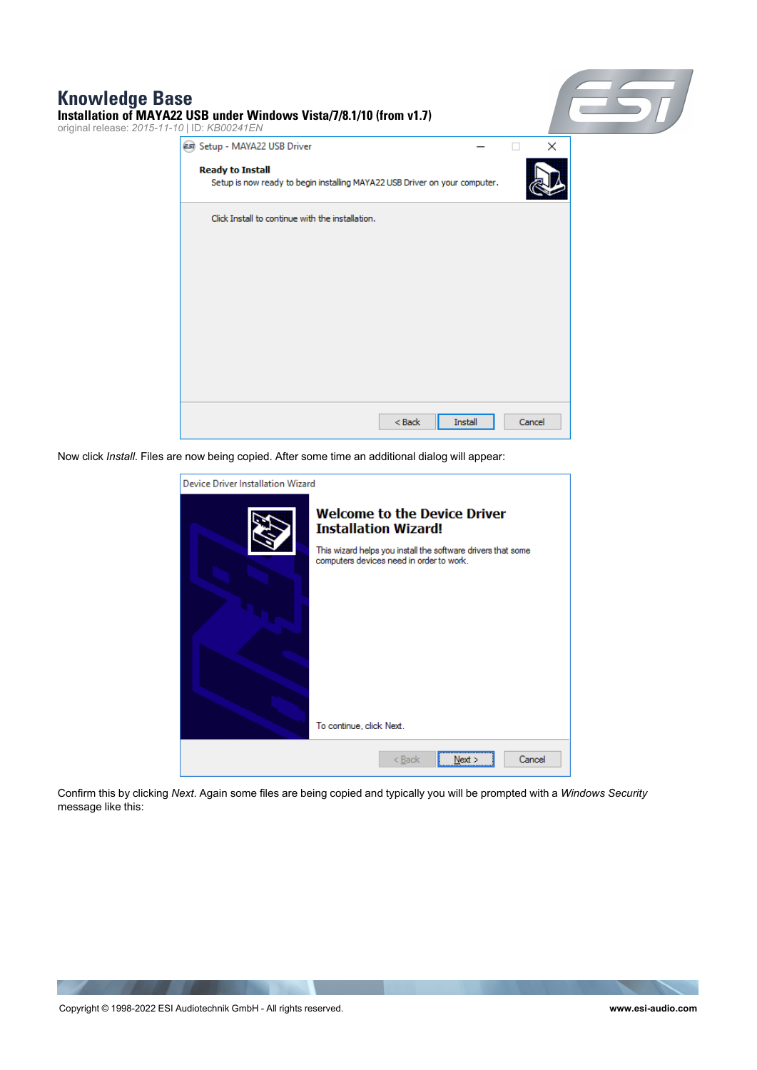Now click *Install*. Files are now being copied. After some time an additional dialog will appear:

Confirm this by clicking *Next*. Again some files are being copied and typically you will be prompted with a *Windows Security* message like this: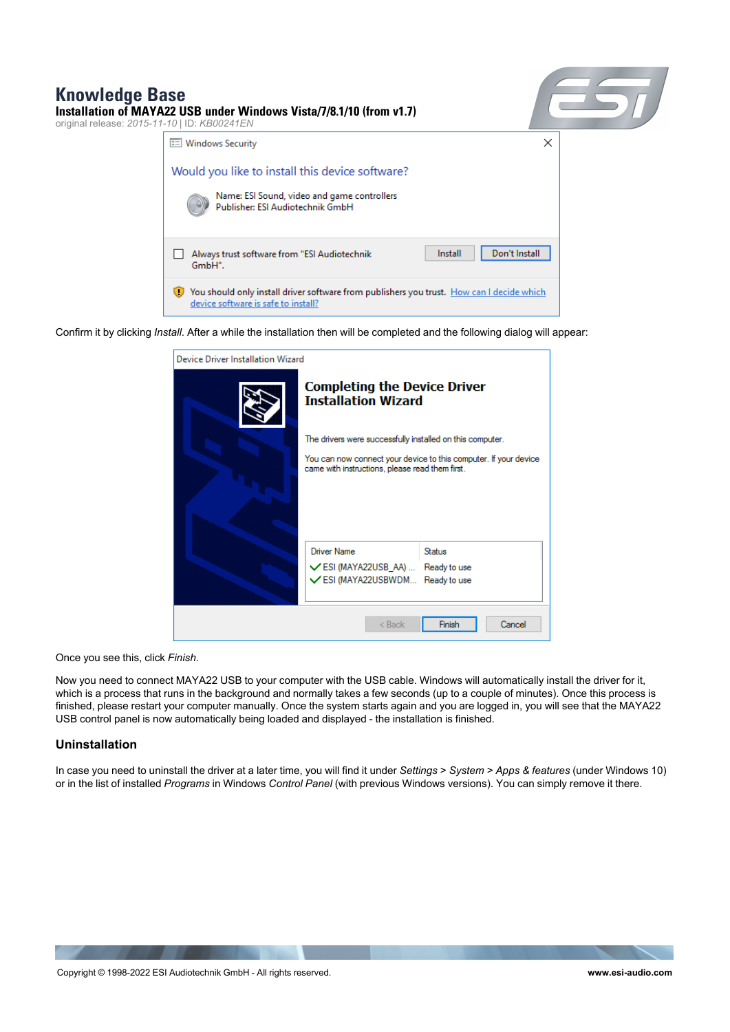Confirm it by clicking *Install*. After a while the installation then will be completed and the following dialog will appear:

Once you see this, click *Finish*.

Now you need to connect MAYA22 USB to your computer with the USB cable. Windows will automatically install the driver for it, which is a process that runs in the background and normally takes a few seconds (up to a couple of minutes). Once this process is finished, please restart your computer manually. Once the system starts again and you are logged in, you will see that the MAYA22 USB control panel is now automatically being loaded and displayed - the installation is finished.

### Uninstallation

In case you need to uninstall the driver at a later time, you will find it under *Settings* > *System* > *Apps & features* (under Windows 10) or in the list of installed *Programs* in Windows *Control Panel* (with previous Windows versions). You can simply remove it there.